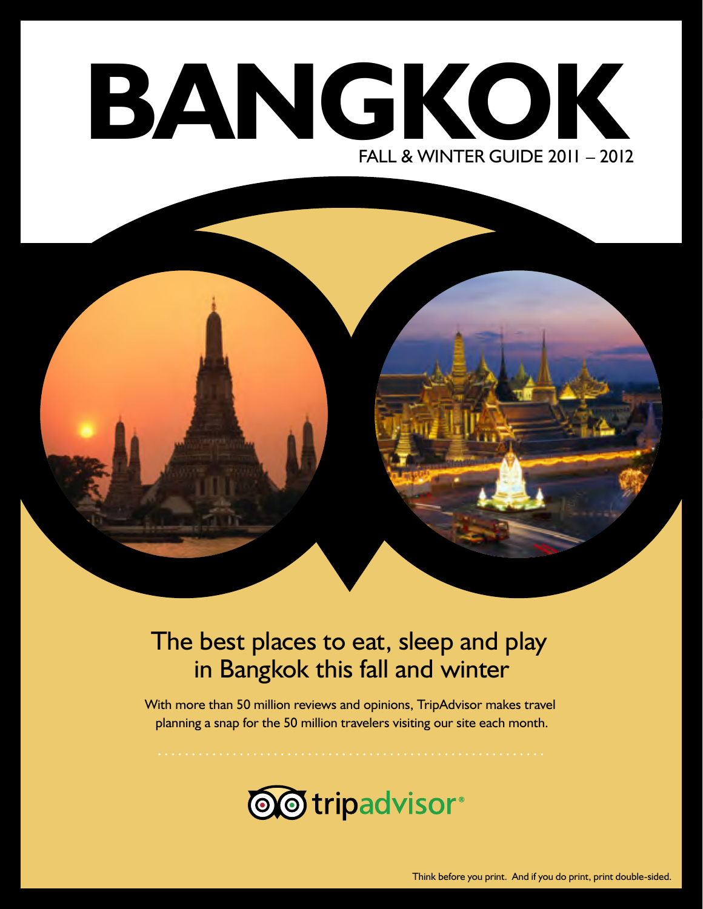# BANGKOK

FALL & WINTER GUIDE 2011 – 2012

## The best places to eat, sleep and play in Bangkok this fall and winter

With more than 50 million reviews and opinions, TripAdvisor makes travel planning a snap for the 50 million travelers visiting our site each month.

tripadvisor®

Think before you print. And if you do print, print double-sided.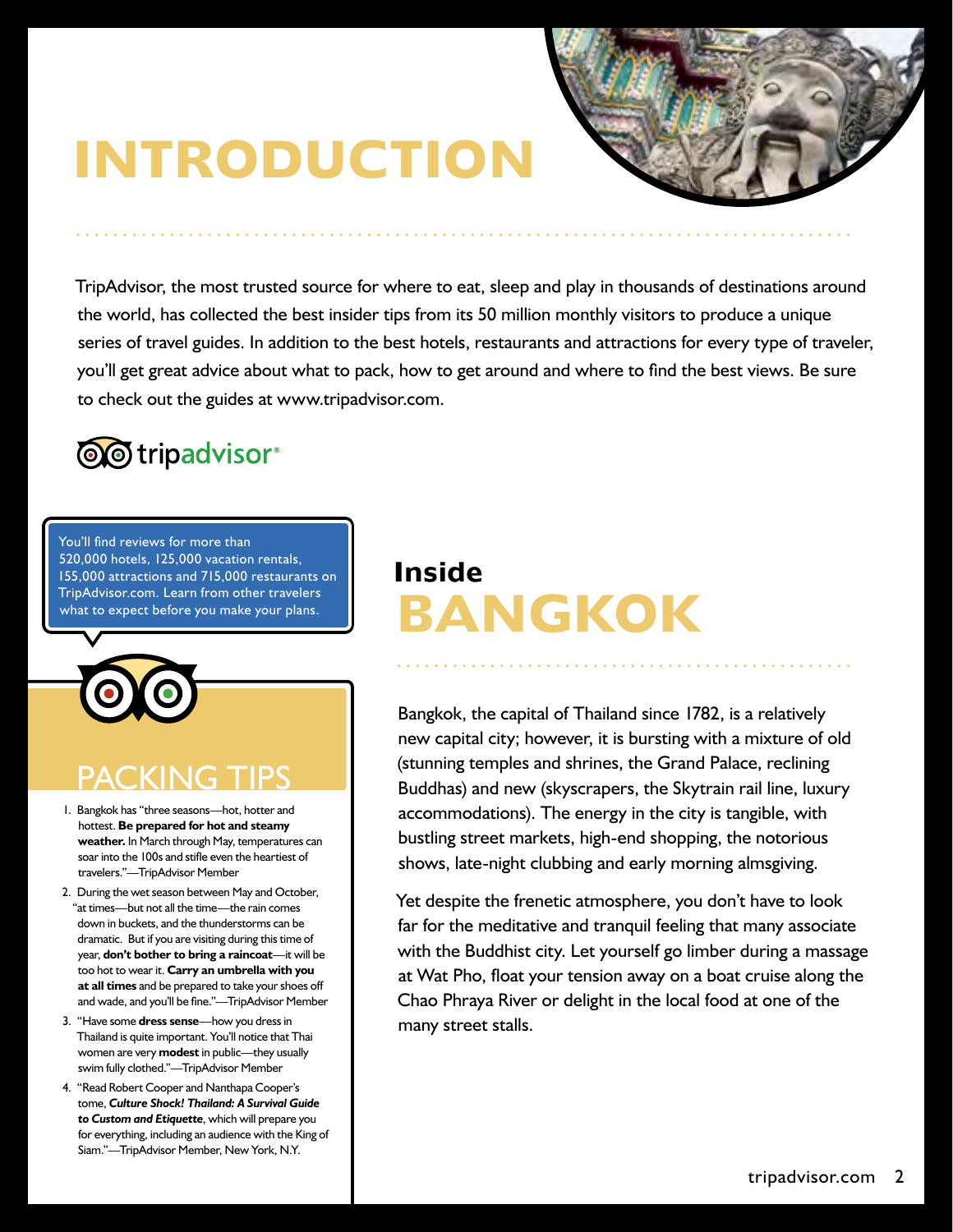# INTRODUCTION

TripAdvisor, the most trusted source for where to eat, sleep and play in thousands of destinations around the world, has collected the best insider tips from its 50 million monthly visitors to produce a unique series of travel guides. In addition to the best hotels, restaurants and attractions for every type of traveler, you'll get great advice about what to pack, how to get around and where to find the best views. Be sure to check out the guides at www.tripadvisor.com.

tripadvisor®

You'll find reviews for more than 520,000 hotels, 125,000 vacation rentals, 155,000 attractions and 715,000 restaurants on TripAdvisor.com. Learn from other travelers what to expect before you make your plans.

## PACKING TIPS

1. Bangkok has "three seasons—hot, hotter and hottest. **Be prepared for hot and steamy weather.** In March through May, temperatures can soar into the 100s and stifle even the heartiest of travelers."—TripAdvisor Member
2. During the wet season between May and October, "at times—but not all the time—the rain comes down in buckets, and the thunderstorms can be dramatic. But if you are visiting during this time of year, **don't bother to bring a raincoat**—it will be too hot to wear it. **Carry an umbrella with you at all times** and be prepared to take your shoes off and wade, and you'll be fine."—TripAdvisor Member
3. "Have some **dress sense**—how you dress in Thailand is quite important. You'll notice that Thai women are very **modest** in public—they usually swim fully clothed."—TripAdvisor Member
4. "Read Robert Cooper and Nanthapa Cooper's tome, ***Culture Shock! Thailand: A Survival Guide to Custom and Etiquette***, which will prepare you for everything, including an audience with the King of Siam."—TripAdvisor Member, New York, N.Y.

## Inside BANGKOK

Bangkok, the capital of Thailand since 1782, is a relatively new capital city; however, it is bursting with a mixture of old (stunning temples and shrines, the Grand Palace, reclining Buddhas) and new (skyscrapers, the Skytrain rail line, luxury accommodations). The energy in the city is tangible, with bustling street markets, high-end shopping, the notorious shows, late-night clubbing and early morning almsgiving.

Yet despite the frenetic atmosphere, you don't have to look far for the meditative and tranquil feeling that many associate with the Buddhist city. Let yourself go limber during a massage at Wat Pho, float your tension away on a boat cruise along the Chao Phraya River or delight in the local food at one of the many street stalls.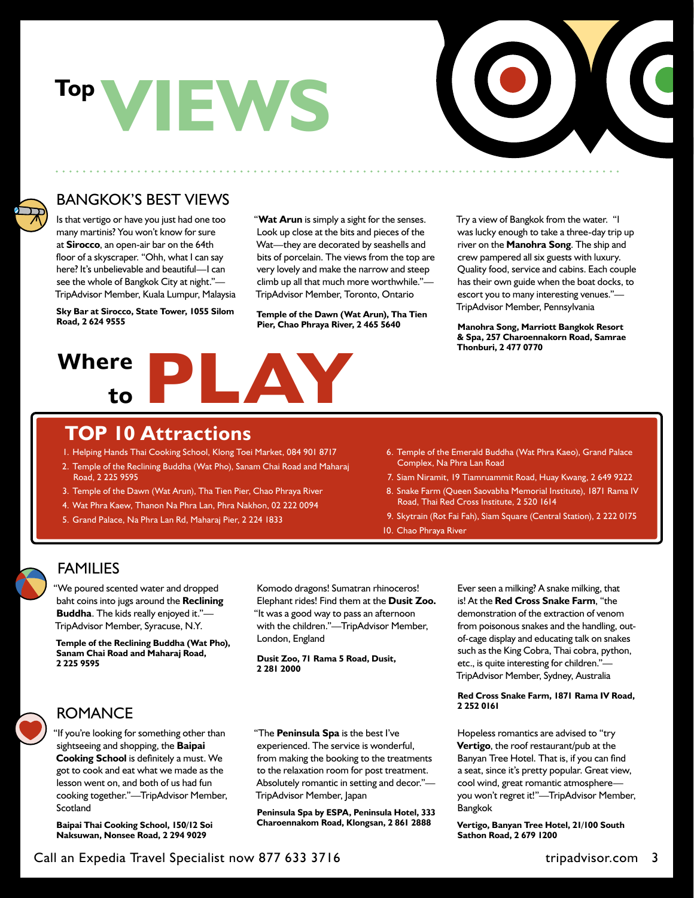# Top VIEWS

## BANGKOK'S BEST VIEWS

Is that vertigo or have you just had one too many martinis? You won't know for sure at **Sirocco**, an open-air bar on the 64th floor of a skyscraper. "Ohh, what I can say here? It's unbelievable and beautiful—I can see the whole of Bangkok City at night."—TripAdvisor Member, Kuala Lumpur, Malaysia

**Sky Bar at Sirocco, State Tower, 1055 Silom Road, 2 624 9555**

"**Wat Arun** is simply a sight for the senses. Look up close at the bits and pieces of the Wat—they are decorated by seashells and bits of porcelain. The views from the top are very lovely and make the narrow and steep climb up all that much more worthwhile."—TripAdvisor Member, Toronto, Ontario

**Temple of the Dawn (Wat Arun), Tha Tien Pier, Chao Phraya River, 2 465 5640**

Try a view of Bangkok from the water. "I was lucky enough to take a three-day trip up river on the **Manohra Song**. The ship and crew pampered all six guests with luxury. Quality food, service and cabins. Each couple has their own guide when the boat docks, to escort you to many interesting venues."—TripAdvisor Member, Pennsylvania

**Manohra Song, Marriott Bangkok Resort & Spa, 257 Charoennakorn Road, Samrae Thonburi, 2 477 0770**

# Where to PLAY

## TOP 10 Attractions

1. Helping Hands Thai Cooking School, Klong Toei Market, 084 901 8717
2. Temple of the Reclining Buddha (Wat Pho), Sanam Chai Road and Maharaj Road, 2 225 9595
3. Temple of the Dawn (Wat Arun), Tha Tien Pier, Chao Phraya River
4. Wat Phra Kaew, Thanon Na Phra Lan, Phra Nakhon, 02 222 0094
5. Grand Palace, Na Phra Lan Rd, Maharaj Pier, 2 224 1833
6. Temple of the Emerald Buddha (Wat Phra Kaeo), Grand Palace Complex, Na Phra Lan Road
7. Siam Niramit, 19 Tiamruammit Road, Huay Kwang, 2 649 9222
8. Snake Farm (Queen Saovabha Memorial Institute), 1871 Rama IV Road, Thai Red Cross Institute, 2 520 1614
9. Skytrain (Rot Fai Fah), Siam Square (Central Station), 2 222 0175
10. Chao Phraya River

## FAMILIES

"We poured scented water and dropped baht coins into jugs around the **Reclining Buddha**. The kids really enjoyed it."—TripAdvisor Member, Syracuse, N.Y.

**Temple of the Reclining Buddha (Wat Pho), Sanam Chai Road and Maharaj Road, 2 225 9595**

Komodo dragons! Sumatran rhinoceros! Elephant rides! Find them at the **Dusit Zoo.** "It was a good way to pass an afternoon with the children."—TripAdvisor Member, London, England

**Dusit Zoo, 71 Rama 5 Road, Dusit, 2 281 2000**

Ever seen a milking? A snake milking, that is! At the **Red Cross Snake Farm**, "the demonstration of the extraction of venom from poisonous snakes and the handling, out-of-cage display and educating talk on snakes such as the King Cobra, Thai cobra, python, etc., is quite interesting for children."—TripAdvisor Member, Sydney, Australia

**Red Cross Snake Farm, 1871 Rama IV Road, 2 252 0161**

## ROMANCE

"If you're looking for something other than sightseeing and shopping, the **Baipai Cooking School** is definitely a must. We got to cook and eat what we made as the lesson went on, and both of us had fun cooking together."—TripAdvisor Member, Scotland

**Baipai Thai Cooking School, 150/12 Soi Naksuwan, Nonsee Road, 2 294 9029**

"The **Peninsula Spa** is the best I've experienced. The service is wonderful, from making the booking to the treatments to the relaxation room for post treatment. Absolutely romantic in setting and decor."—TripAdvisor Member, Japan

**Peninsula Spa by ESPA, Peninsula Hotel, 333 Charoennakom Road, Klongsan, 2 861 2888**

Hopeless romantics are advised to "try **Vertigo**, the roof restaurant/pub at the Banyan Tree Hotel. That is, if you can find a seat, since it's pretty popular. Great view, cool wind, great romantic atmosphere—you won't regret it!"—TripAdvisor Member, Bangkok

**Vertigo, Banyan Tree Hotel, 21/100 South Sathon Road, 2 679 1200**

Call an Expedia Travel Specialist now 877 633 3716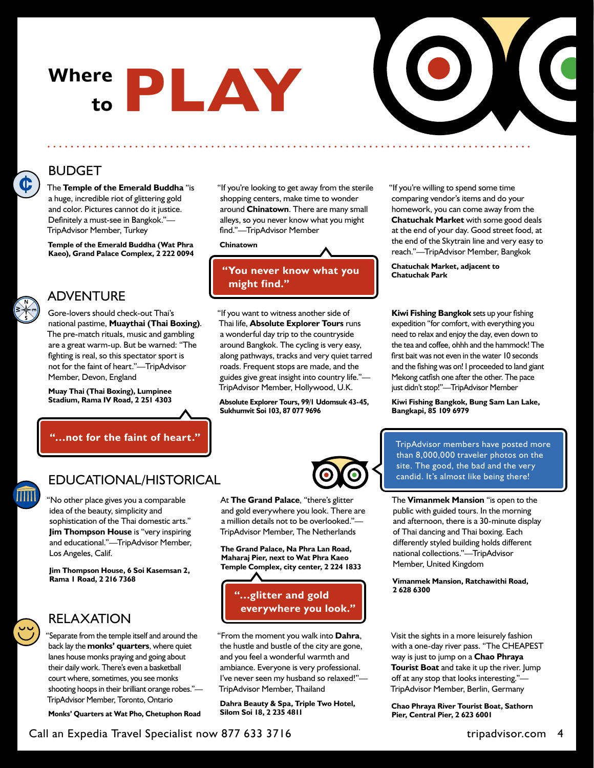# Where to PLAY

## BUDGET

The **Temple of the Emerald Buddha** "is a huge, incredible riot of glittering gold and color. Pictures cannot do it justice. Definitely a must-see in Bangkok."—TripAdvisor Member, Turkey

**Temple of the Emerald Buddha (Wat Phra Kaeo), Grand Palace Complex, 2 222 0094**

"If you're looking to get away from the sterile shopping centers, make time to wonder around **Chinatown**. There are many small alleys, so you never know what you might find."—TripAdvisor Member

**Chinatown**

> "You never know what you might find."

"If you're willing to spend some time comparing vendor's items and do your homework, you can come away from the **Chatuchak Market** with some good deals at the end of your day. Good street food, at the end of the Skytrain line and very easy to reach."—TripAdvisor Member, Bangkok

**Chatuchak Market, adjacent to Chatuchak Park**

## ADVENTURE

Gore-lovers should check-out Thai's national pastime, **Muaythai (Thai Boxing)**. The pre-match rituals, music and gambling are a great warm-up. But be warned: "The fighting is real, so this spectator sport is not for the faint of heart."—TripAdvisor Member, Devon, England

**Muay Thai (Thai Boxing), Lumpinee Stadium, Rama IV Road, 2 251 4303**

> "...not for the faint of heart."

"If you want to witness another side of Thai life, **Absolute Explorer Tours** runs a wonderful day trip to the countryside around Bangkok. The cycling is very easy, along pathways, tracks and very quiet tarred roads. Frequent stops are made, and the guides give great insight into country life."—TripAdvisor Member, Hollywood, U.K.

**Absolute Explorer Tours, 99/1 Udomsuk 43-45, Sukhumvit Soi 103, 87 077 9696**

**Kiwi Fishing Bangkok** sets up your fishing expedition "for comfort, with everything you need to relax and enjoy the day, even down to the tea and coffee, ohhh and the hammock! The first bait was not even in the water 10 seconds and the fishing was on! I proceeded to land giant Mekong catfish one after the other. The pace just didn't stop!"—TripAdvisor Member

**Kiwi Fishing Bangkok, Bung Sam Lan Lake, Bangkapi, 85 109 6979**

> TripAdvisor members have posted more than 8,000,000 traveler photos on the site. The good, the bad and the very candid. It's almost like being there!

## EDUCATIONAL/HISTORICAL

"No other place gives you a comparable idea of the beauty, simplicity and sophistication of the Thai domestic arts." **Jim Thompson House** is "very inspiring and educational."—TripAdvisor Member, Los Angeles, Calif.

**Jim Thompson House, 6 Soi Kasemsan 2, Rama 1 Road, 2 216 7368**

At **The Grand Palace**, "there's glitter and gold everywhere you look. There are a million details not to be overlooked."—TripAdvisor Member, The Netherlands

**The Grand Palace, Na Phra Lan Road, Maharaj Pier, next to Wat Phra Kaeo Temple Complex, city center, 2 224 1833**

> "...glitter and gold everywhere you look."

The **Vimanmek Mansion** "is open to the public with guided tours. In the morning and afternoon, there is a 30-minute display of Thai dancing and Thai boxing. Each differently styled building holds different national collections."—TripAdvisor Member, United Kingdom

**Vimanmek Mansion, Ratchawithi Road, 2 628 6300**

## RELAXATION

"Separate from the temple itself and around the back lay the **monks' quarters**, where quiet lanes house monks praying and going about their daily work. There's even a basketball court where, sometimes, you see monks shooting hoops in their brilliant orange robes."—TripAdvisor Member, Toronto, Ontario

**Monks' Quarters at Wat Pho, Chetuphon Road**

"From the moment you walk into **Dahra**, the hustle and bustle of the city are gone, and you feel a wonderful warmth and ambiance. Everyone is very professional. I've never seen my husband so relaxed!"—TripAdvisor Member, Thailand

**Dahra Beauty & Spa, Triple Two Hotel, Silom Soi 18, 2 235 4811**

Visit the sights in a more leisurely fashion with a one-day river pass. "The CHEAPEST way is just to jump on a **Chao Phraya Tourist Boat** and take it up the river. Jump off at any stop that looks interesting."—TripAdvisor Member, Berlin, Germany

**Chao Phraya River Tourist Boat, Sathorn Pier, Central Pier, 2 623 6001**

Call an Expedia Travel Specialist now 877 633 3716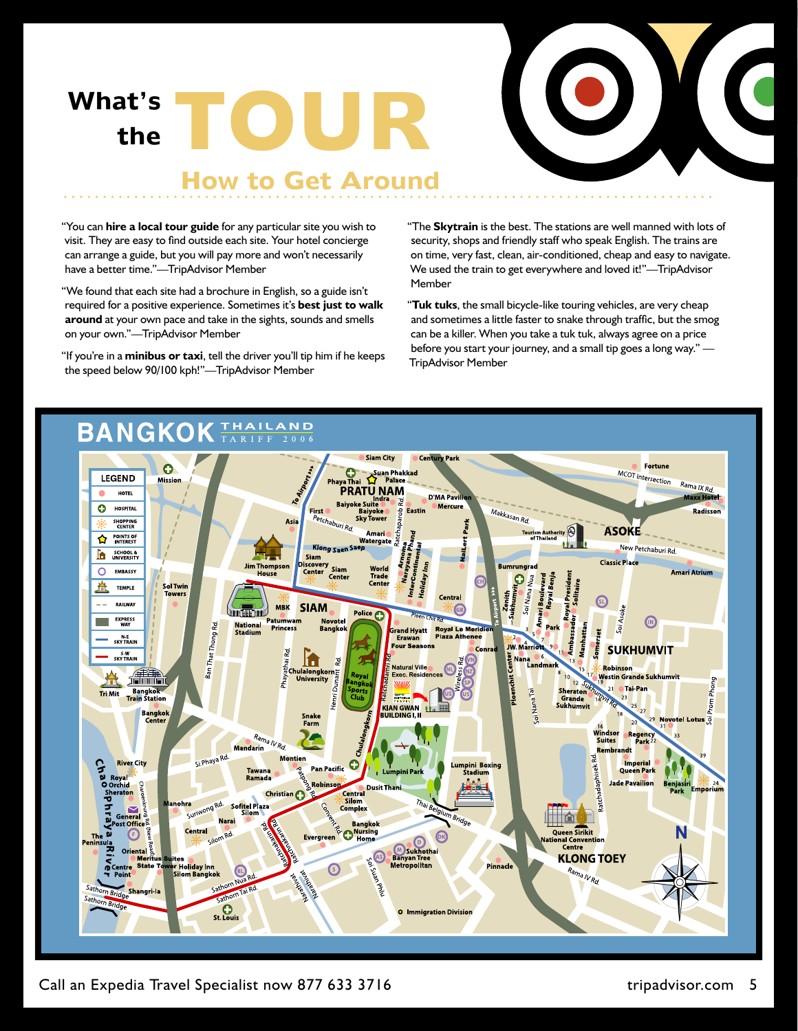# What's the TOUR

## How to Get Around

"You can **hire a local tour guide** for any particular site you wish to visit. They are easy to find outside each site. Your hotel concierge can arrange a guide, but you will pay more and won't necessarily have a better time."—TripAdvisor Member

"We found that each site had a brochure in English, so a guide isn't required for a positive experience. Sometimes it's **best just to walk around** at your own pace and take in the sights, sounds and smells on your own."—TripAdvisor Member

"If you're in a **minibus or taxi**, tell the driver you'll tip him if he keeps the speed below 90/100 kph!"—TripAdvisor Member

"The **Skytrain** is the best. The stations are well manned with lots of security, shops and friendly staff who speak English. The trains are on time, very fast, clean, air-conditioned, cheap and easy to navigate. We used the train to get everywhere and loved it!"—TripAdvisor Member

"**Tuk tuks**, the small bicycle-like touring vehicles, are very cheap and sometimes a little faster to snake through traffic, but the smog can be a killer. When you take a tuk tuk, always agree on a price before you start your journey, and a small tip goes a long way." —TripAdvisor Member

## BANGKOK THAILAND TARIFF 2006

**LEGEND**

- HOTEL
- HOSPITAL
- SHOPPING CENTER
- POINTS OF INTEREST
- SCHOOL & UNIVERSITY
- EMBASSY
- TEMPLE
- RAILWAY
- EXPRESS WAY
- N-E SKY TRAIN
- S-W SKY TRAIN

Call an Expedia Travel Specialist now 877 633 3716

tripadvisor.com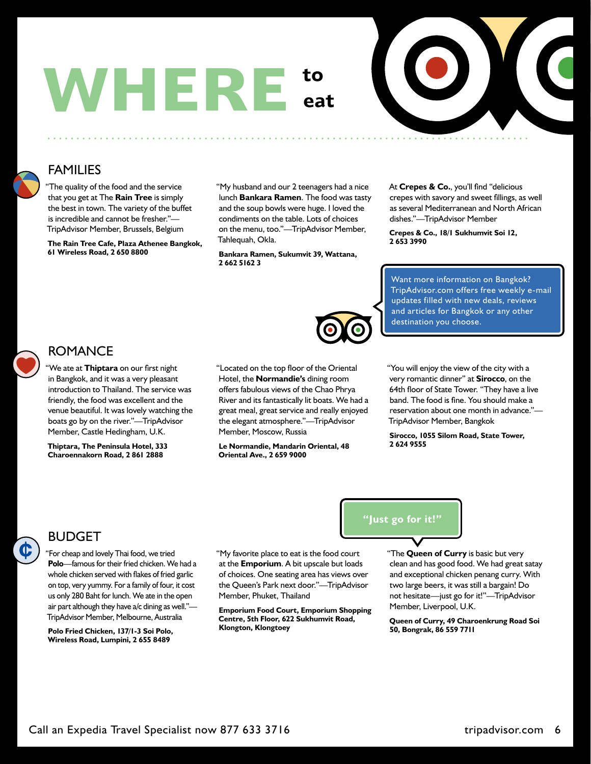# WHERE to eat

## FAMILIES

"The quality of the food and the service that you get at The **Rain Tree** is simply the best in town. The variety of the buffet is incredible and cannot be fresher."—TripAdvisor Member, Brussels, Belgium

**The Rain Tree Cafe, Plaza Athenee Bangkok, 61 Wireless Road, 2 650 8800**

"My husband and our 2 teenagers had a nice lunch **Bankara Ramen**. The food was tasty and the soup bowls were huge. I loved the condiments on the table. Lots of choices on the menu, too."—TripAdvisor Member, Tahlequah, Okla.

**Bankara Ramen, Sukumvit 39, Wattana, 2 662 5162 3**

At **Crepes & Co.**, you'll find "delicious crepes with savory and sweet fillings, as well as several Mediterranean and North African dishes."—TripAdvisor Member

**Crepes & Co., 18/1 Sukhumvit Soi 12, 2 653 3990**

Want more information on Bangkok? TripAdvisor.com offers free weekly e-mail updates filled with new deals, reviews and articles for Bangkok or any other destination you choose.

## ROMANCE

"We ate at **Thiptara** on our first night in Bangkok, and it was a very pleasant introduction to Thailand. The service was friendly, the food was excellent and the venue beautiful. It was lovely watching the boats go by on the river."—TripAdvisor Member, Castle Hedingham, U.K.

**Thiptara, The Peninsula Hotel, 333 Charoennakorn Road, 2 861 2888**

"Located on the top floor of the Oriental Hotel, the **Normandie's** dining room offers fabulous views of the Chao Phrya River and its fantastically lit boats. We had a great meal, great service and really enjoyed the elegant atmosphere."—TripAdvisor Member, Moscow, Russia

**Le Normandie, Mandarin Oriental, 48 Oriental Ave., 2 659 9000**

"You will enjoy the view of the city with a very romantic dinner" at **Sirocco**, on the 64th floor of State Tower. "They have a live band. The food is fine. You should make a reservation about one month in advance."—TripAdvisor Member, Bangkok

**Sirocco, 1055 Silom Road, State Tower, 2 624 9555**

## BUDGET

"For cheap and lovely Thai food, we tried **Polo**—famous for their fried chicken. We had a whole chicken served with flakes of fried garlic on top, very yummy. For a family of four, it cost us only 280 Baht for lunch. We ate in the open air part although they have a/c dining as well."—TripAdvisor Member, Melbourne, Australia

**Polo Fried Chicken, 137/1-3 Soi Polo, Wireless Road, Lumpini, 2 655 8489**

"My favorite place to eat is the food court at the **Emporium**. A bit upscale but loads of choices. One seating area has views over the Queen's Park next door."—TripAdvisor Member, Phuket, Thailand

**Emporium Food Court, Emporium Shopping Centre, 5th Floor, 622 Sukhumvit Road, Klongton, Klongtoey**

**"Just go for it!"**

"The **Queen of Curry** is basic but very clean and has good food. We had great satay and exceptional chicken penang curry. With two large beers, it was still a bargain! Do not hesitate—just go for it!"—TripAdvisor Member, Liverpool, U.K.

**Queen of Curry, 49 Charoenkrung Road Soi 50, Bongrak, 86 559 7711**

Call an Expedia Travel Specialist now 877 633 3716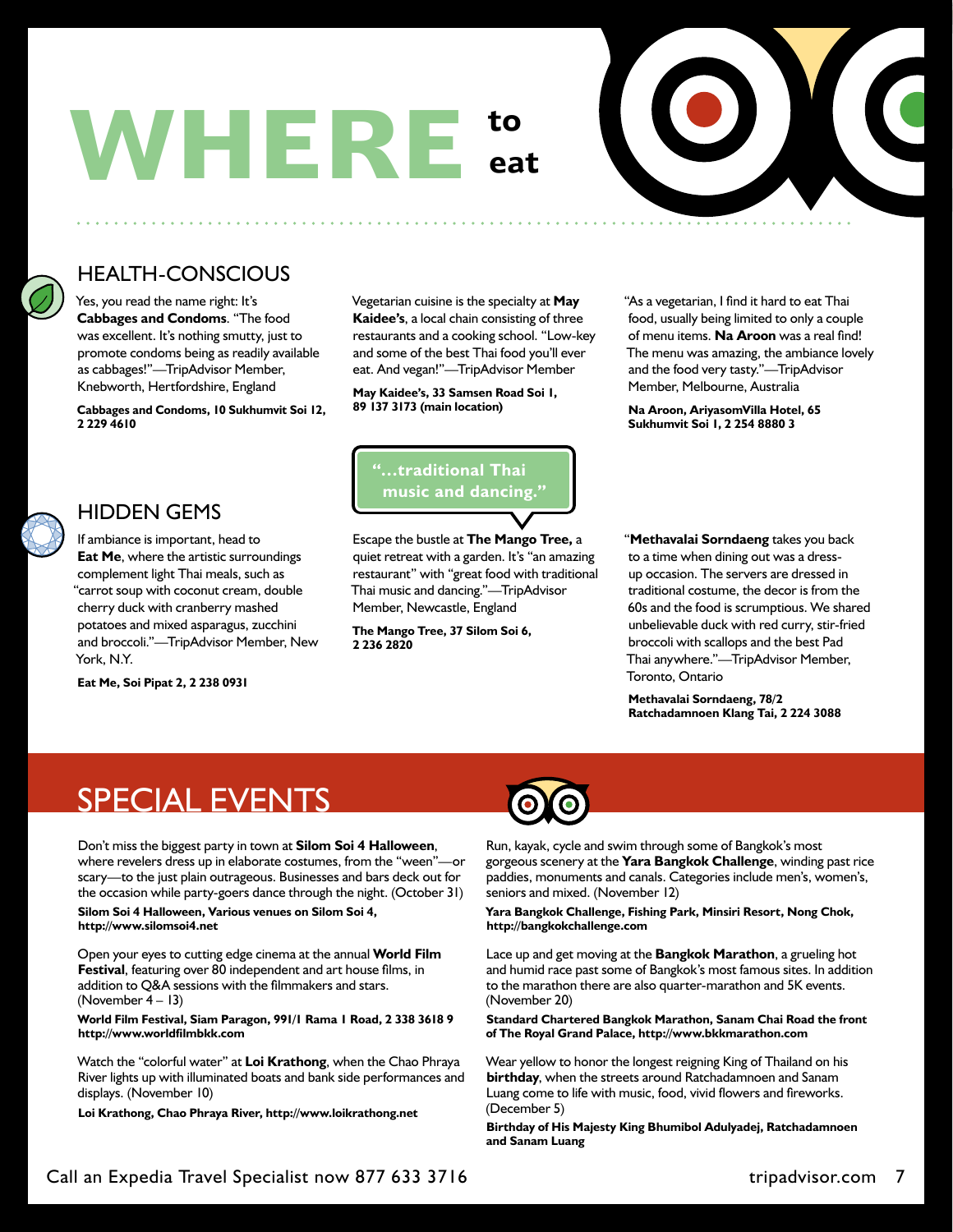# WHERE to eat

## HEALTH-CONSCIOUS

Yes, you read the name right: It's **Cabbages and Condoms**. "The food was excellent. It's nothing smutty, just to promote condoms being as readily available as cabbages!"—TripAdvisor Member, Knebworth, Hertfordshire, England

**Cabbages and Condoms, 10 Sukhumvit Soi 12, 2 229 4610**

Vegetarian cuisine is the specialty at **May Kaidee's**, a local chain consisting of three restaurants and a cooking school. "Low-key and some of the best Thai food you'll ever eat. And vegan!"—TripAdvisor Member

**May Kaidee's, 33 Samsen Road Soi 1, 89 137 3173 (main location)**

"As a vegetarian, I find it hard to eat Thai food, usually being limited to only a couple of menu items. **Na Aroon** was a real find! The menu was amazing, the ambiance lovely and the food very tasty."—TripAdvisor Member, Melbourne, Australia

**Na Aroon, AriyasomVilla Hotel, 65 Sukhumvit Soi 1, 2 254 8880 3**

## HIDDEN GEMS

If ambiance is important, head to **Eat Me**, where the artistic surroundings complement light Thai meals, such as "carrot soup with coconut cream, double cherry duck with cranberry mashed potatoes and mixed asparagus, zucchini and broccoli."—TripAdvisor Member, New York, N.Y.

**Eat Me, Soi Pipat 2, 2 238 0931**

"...traditional Thai music and dancing."

Escape the bustle at **The Mango Tree,** a quiet retreat with a garden. It's "an amazing restaurant" with "great food with traditional Thai music and dancing."—TripAdvisor Member, Newcastle, England

**The Mango Tree, 37 Silom Soi 6, 2 236 2820**

"**Methavalai Sorndaeng** takes you back to a time when dining out was a dress-up occasion. The servers are dressed in traditional costume, the decor is from the 60s and the food is scrumptious. We shared unbelievable duck with red curry, stir-fried broccoli with scallops and the best Pad Thai anywhere."—TripAdvisor Member, Toronto, Ontario

**Methavalai Sorndaeng, 78/2 Ratchadamnoen Klang Tai, 2 224 3088**

## SPECIAL EVENTS

Don't miss the biggest party in town at **Silom Soi 4 Halloween**, where revelers dress up in elaborate costumes, from the "ween"—or scary—to the just plain outrageous. Businesses and bars deck out for the occasion while party-goers dance through the night. (October 31)

**Silom Soi 4 Halloween, Various venues on Silom Soi 4, http://www.silomsoi4.net**

Open your eyes to cutting edge cinema at the annual **World Film Festival**, featuring over 80 independent and art house films, in addition to Q&A sessions with the filmmakers and stars. (November 4 – 13)

**World Film Festival, Siam Paragon, 991/1 Rama 1 Road, 2 338 3618 9 http://www.worldfilmbkk.com**

Watch the "colorful water" at **Loi Krathong**, when the Chao Phraya River lights up with illuminated boats and bank side performances and displays. (November 10)

**Loi Krathong, Chao Phraya River, http://www.loikrathong.net**

Run, kayak, cycle and swim through some of Bangkok's most gorgeous scenery at the **Yara Bangkok Challenge**, winding past rice paddies, monuments and canals. Categories include men's, women's, seniors and mixed. (November 12)

**Yara Bangkok Challenge, Fishing Park, Minsiri Resort, Nong Chok, http://bangkokchallenge.com**

Lace up and get moving at the **Bangkok Marathon**, a grueling hot and humid race past some of Bangkok's most famous sites. In addition to the marathon there are also quarter-marathon and 5K events. (November 20)

**Standard Chartered Bangkok Marathon, Sanam Chai Road the front of The Royal Grand Palace, http://www.bkkmarathon.com**

Wear yellow to honor the longest reigning King of Thailand on his **birthday**, when the streets around Ratchadamnoen and Sanam Luang come to life with music, food, vivid flowers and fireworks. (December 5)

**Birthday of His Majesty King Bhumibol Adulyadej, Ratchadamnoen and Sanam Luang**

Call an Expedia Travel Specialist now 877 633 3716

tripadvisor.com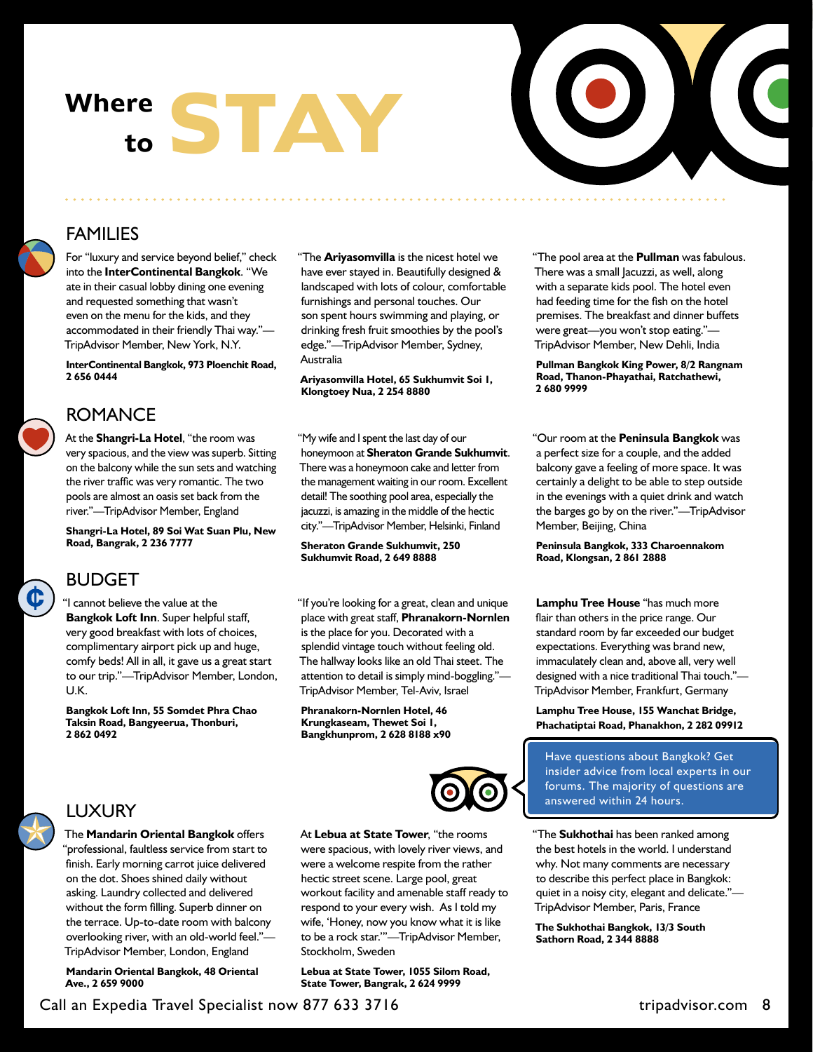# Where to STAY

## FAMILIES

For "luxury and service beyond belief," check into the **InterContinental Bangkok**. "We ate in their casual lobby dining one evening and requested something that wasn't even on the menu for the kids, and they accommodated in their friendly Thai way."—TripAdvisor Member, New York, N.Y.

**InterContinental Bangkok, 973 Ploenchit Road, 2 656 0444**

"The **Ariyasomvilla** is the nicest hotel we have ever stayed in. Beautifully designed & landscaped with lots of colour, comfortable furnishings and personal touches. Our son spent hours swimming and playing, or drinking fresh fruit smoothies by the pool's edge."—TripAdvisor Member, Sydney, Australia

**Ariyasomvilla Hotel, 65 Sukhumvit Soi 1, Klongtoey Nua, 2 254 8880**

"The pool area at the **Pullman** was fabulous. There was a small Jacuzzi, as well, along with a separate kids pool. The hotel even had feeding time for the fish on the hotel premises. The breakfast and dinner buffets were great—you won't stop eating."—TripAdvisor Member, New Dehli, India

**Pullman Bangkok King Power, 8/2 Rangnam Road, Thanon-Phayathai, Ratchathewi, 2 680 9999**

## ROMANCE

At the **Shangri-La Hotel**, "the room was very spacious, and the view was superb. Sitting on the balcony while the sun sets and watching the river traffic was very romantic. The two pools are almost an oasis set back from the river."—TripAdvisor Member, England

**Shangri-La Hotel, 89 Soi Wat Suan Plu, New Road, Bangrak, 2 236 7777**

"My wife and I spent the last day of our honeymoon at **Sheraton Grande Sukhumvit**. There was a honeymoon cake and letter from the management waiting in our room. Excellent detail! The soothing pool area, especially the jacuzzi, is amazing in the middle of the hectic city."—TripAdvisor Member, Helsinki, Finland

**Sheraton Grande Sukhumvit, 250 Sukhumvit Road, 2 649 8888**

"Our room at the **Peninsula Bangkok** was a perfect size for a couple, and the added balcony gave a feeling of more space. It was certainly a delight to be able to step outside in the evenings with a quiet drink and watch the barges go by on the river."—TripAdvisor Member, Beijing, China

**Peninsula Bangkok, 333 Charoennakom Road, Klongsan, 2 861 2888**

## BUDGET

"I cannot believe the value at the **Bangkok Loft Inn**. Super helpful staff, very good breakfast with lots of choices, complimentary airport pick up and huge, comfy beds! All in all, it gave us a great start to our trip."—TripAdvisor Member, London, U.K.

**Bangkok Loft Inn, 55 Somdet Phra Chao Taksin Road, Bangyeerua, Thonburi, 2 862 0492**

"If you're looking for a great, clean and unique place with great staff, **Phranakorn-Nornlen** is the place for you. Decorated with a splendid vintage touch without feeling old. The hallway looks like an old Thai steet. The attention to detail is simply mind-boggling."—TripAdvisor Member, Tel-Aviv, Israel

**Phranakorn-Nornlen Hotel, 46 Krungkaseam, Thewet Soi 1, Bangkhunprom, 2 628 8188 x90**

**Lamphu Tree House** "has much more flair than others in the price range. Our standard room by far exceeded our budget expectations. Everything was brand new, immaculately clean and, above all, very well designed with a nice traditional Thai touch."—TripAdvisor Member, Frankfurt, Germany

**Lamphu Tree House, 155 Wanchat Bridge, Phachatiptai Road, Phanakhon, 2 282 09912**

Have questions about Bangkok? Get insider advice from local experts in our forums. The majority of questions are answered within 24 hours.

## LUXURY

The **Mandarin Oriental Bangkok** offers "professional, faultless service from start to finish. Early morning carrot juice delivered on the dot. Shoes shined daily without asking. Laundry collected and delivered without the form filling. Superb dinner on the terrace. Up-to-date room with balcony overlooking river, with an old-world feel."—TripAdvisor Member, London, England

**Mandarin Oriental Bangkok, 48 Oriental Ave., 2 659 9000**

At **Lebua at State Tower**, "the rooms were spacious, with lovely river views, and were a welcome respite from the rather hectic street scene. Large pool, great workout facility and amenable staff ready to respond to your every wish. As I told my wife, 'Honey, now you know what it is like to be a rock star.'"—TripAdvisor Member, Stockholm, Sweden

**Lebua at State Tower, 1055 Silom Road, State Tower, Bangrak, 2 624 9999**

"The **Sukhothai** has been ranked among the best hotels in the world. I understand why. Not many comments are necessary to describe this perfect place in Bangkok: quiet in a noisy city, elegant and delicate."—TripAdvisor Member, Paris, France

**The Sukhothai Bangkok, 13/3 South Sathorn Road, 2 344 8888**

Call an Expedia Travel Specialist now 877 633 3716

tripadvisor.com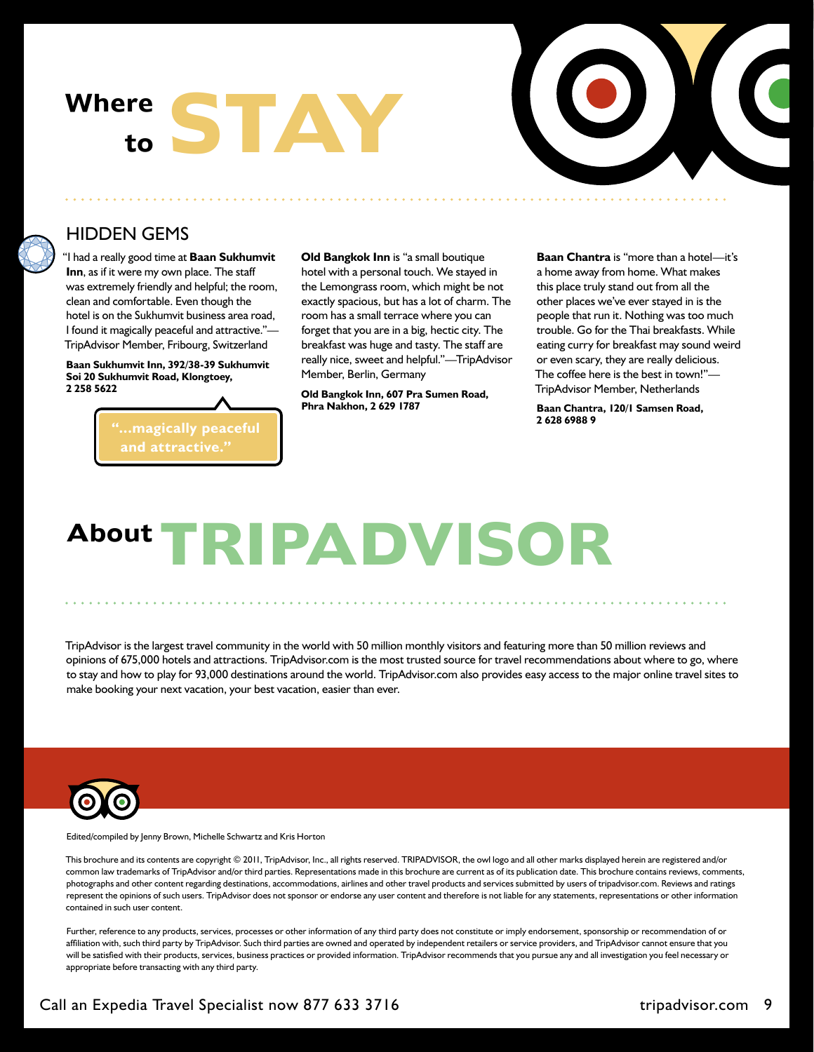# Where to STAY

## HIDDEN GEMS

"I had a really good time at **Baan Sukhumvit Inn**, as if it were my own place. The staff was extremely friendly and helpful; the room, clean and comfortable. Even though the hotel is on the Sukhumvit business area road, I found it magically peaceful and attractive."—TripAdvisor Member, Fribourg, Switzerland

**Baan Sukhumvit Inn, 392/38-39 Sukhumvit Soi 20 Sukhumvit Road, Klongtoey, 2 258 5622**

> **"...magically peaceful and attractive."**

**Old Bangkok Inn** is "a small boutique hotel with a personal touch. We stayed in the Lemongrass room, which might be not exactly spacious, but has a lot of charm. The room has a small terrace where you can forget that you are in a big, hectic city. The breakfast was huge and tasty. The staff are really nice, sweet and helpful."—TripAdvisor Member, Berlin, Germany

**Old Bangkok Inn, 607 Pra Sumen Road, Phra Nakhon, 2 629 1787**

**Baan Chantra** is "more than a hotel—it's a home away from home. What makes this place truly stand out from all the other places we've ever stayed in is the people that run it. Nothing was too much trouble. Go for the Thai breakfasts. While eating curry for breakfast may sound weird or even scary, they are really delicious. The coffee here is the best in town!"—TripAdvisor Member, Netherlands

**Baan Chantra, 120/1 Samsen Road, 2 628 6988 9**

# About TRIPADVISOR

TripAdvisor is the largest travel community in the world with 50 million monthly visitors and featuring more than 50 million reviews and opinions of 675,000 hotels and attractions. TripAdvisor.com is the most trusted source for travel recommendations about where to go, where to stay and how to play for 93,000 destinations around the world. TripAdvisor.com also provides easy access to the major online travel sites to make booking your next vacation, your best vacation, easier than ever.

Edited/compiled by Jenny Brown, Michelle Schwartz and Kris Horton

This brochure and its contents are copyright © 2011, TripAdvisor, Inc., all rights reserved. TRIPADVISOR, the owl logo and all other marks displayed herein are registered and/or common law trademarks of TripAdvisor and/or third parties. Representations made in this brochure are current as of its publication date. This brochure contains reviews, comments, photographs and other content regarding destinations, accommodations, airlines and other travel products and services submitted by users of tripadvisor.com. Reviews and ratings represent the opinions of such users. TripAdvisor does not sponsor or endorse any user content and therefore is not liable for any statements, representations or other information contained in such user content.

Further, reference to any products, services, processes or other information of any third party does not constitute or imply endorsement, sponsorship or recommendation of or affiliation with, such third party by TripAdvisor. Such third parties are owned and operated by independent retailers or service providers, and TripAdvisor cannot ensure that you will be satisfied with their products, services, business practices or provided information. TripAdvisor recommends that you pursue any and all investigation you feel necessary or appropriate before transacting with any third party.

Call an Expedia Travel Specialist now 877 633 3716

tripadvisor.com